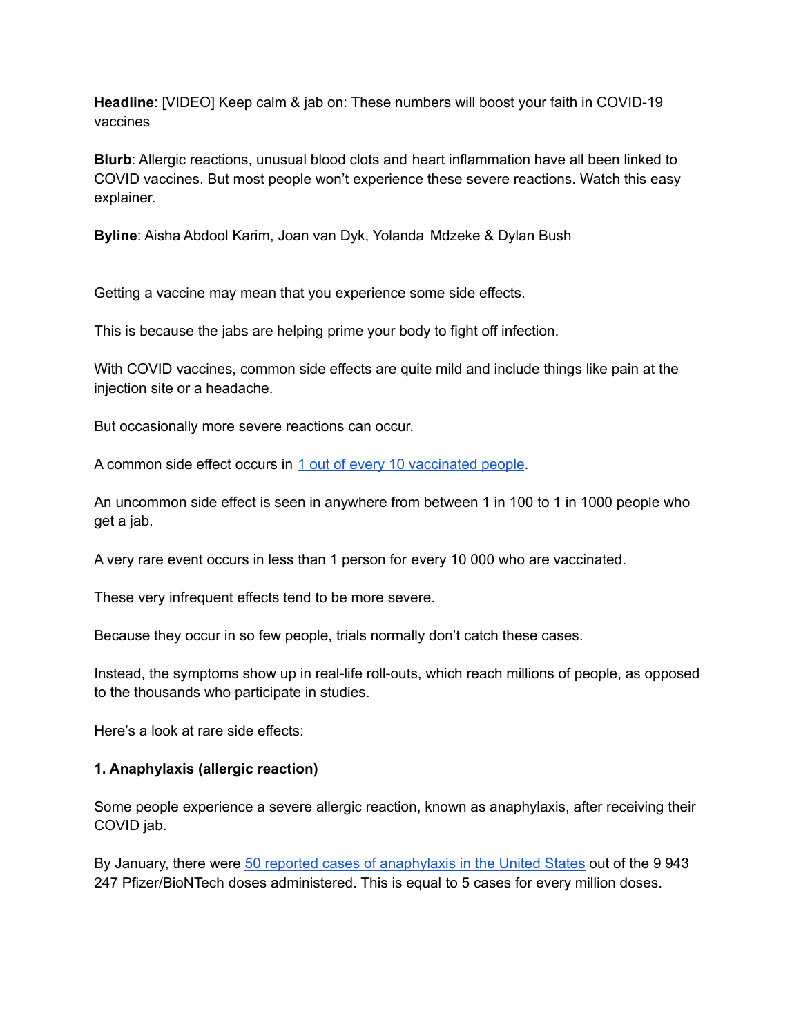**Headline**: [VIDEO] Keep calm & jab on: These numbers will boost your faith in COVID-19 vaccines

**Blurb**: Allergic reactions, unusual blood clots and heart inflammation have all been linked to COVID vaccines. But most people won't experience these severe reactions. Watch this easy explainer.

**Byline**: Aisha Abdool Karim, Joan van Dyk, Yolanda Mdzeke & Dylan Bush

Getting a vaccine may mean that you experience some side effects.

This is because the jabs are helping prime your body to fight off infection.

With COVID vaccines, common side effects are quite mild and include things like pain at the injection site or a headache.

But occasionally more severe reactions can occur.

A common side effect occurs in 1 out of every 10 vaccinated people.

An uncommon side effect is seen in anywhere from between 1 in 100 to 1 in 1000 people who get a jab.

A very rare event occurs in less than 1 person for every 10 000 who are vaccinated.

These very infrequent effects tend to be more severe.

Because they occur in so few people, trials normally don't catch these cases.

Instead, the symptoms show up in real-life roll-outs, which reach millions of people, as opposed to the thousands who participate in studies.

Here's a look at rare side effects:

**1. Anaphylaxis (allergic reaction)**

Some people experience a severe allergic reaction, known as anaphylaxis, after receiving their COVID jab.

By January, there were 50 reported cases of anaphylaxis in the United States out of the 9 943 247 Pfizer/BioNTech doses administered. This is equal to 5 cases for every million doses.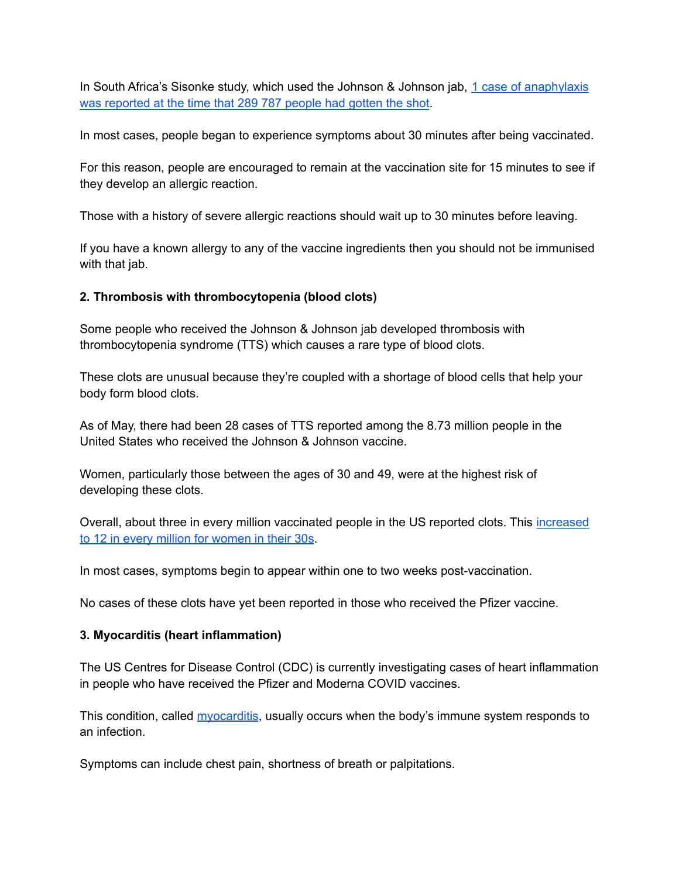In South Africa's Sisonke study, which used the Johnson & Johnson jab, 1 case of anaphylaxis was reported at the time that 289 787 people had gotten the shot.

In most cases, people began to experience symptoms about 30 minutes after being vaccinated.

For this reason, people are encouraged to remain at the vaccination site for 15 minutes to see if they develop an allergic reaction.

Those with a history of severe allergic reactions should wait up to 30 minutes before leaving.

If you have a known allergy to any of the vaccine ingredients then you should not be immunised with that jab.

**2. Thrombosis with thrombocytopenia (blood clots)**

Some people who received the Johnson & Johnson jab developed thrombosis with thrombocytopenia syndrome (TTS) which causes a rare type of blood clots.

These clots are unusual because they're coupled with a shortage of blood cells that help your body form blood clots.

As of May, there had been 28 cases of TTS reported among the 8.73 million people in the United States who received the Johnson & Johnson vaccine.

Women, particularly those between the ages of 30 and 49, were at the highest risk of developing these clots.

Overall, about three in every million vaccinated people in the US reported clots. This increased to 12 in every million for women in their 30s.

In most cases, symptoms begin to appear within one to two weeks post-vaccination.

No cases of these clots have yet been reported in those who received the Pfizer vaccine.

**3. Myocarditis (heart inflammation)**

The US Centres for Disease Control (CDC) is currently investigating cases of heart inflammation in people who have received the Pfizer and Moderna COVID vaccines.

This condition, called myocarditis, usually occurs when the body's immune system responds to an infection.

Symptoms can include chest pain, shortness of breath or palpitations.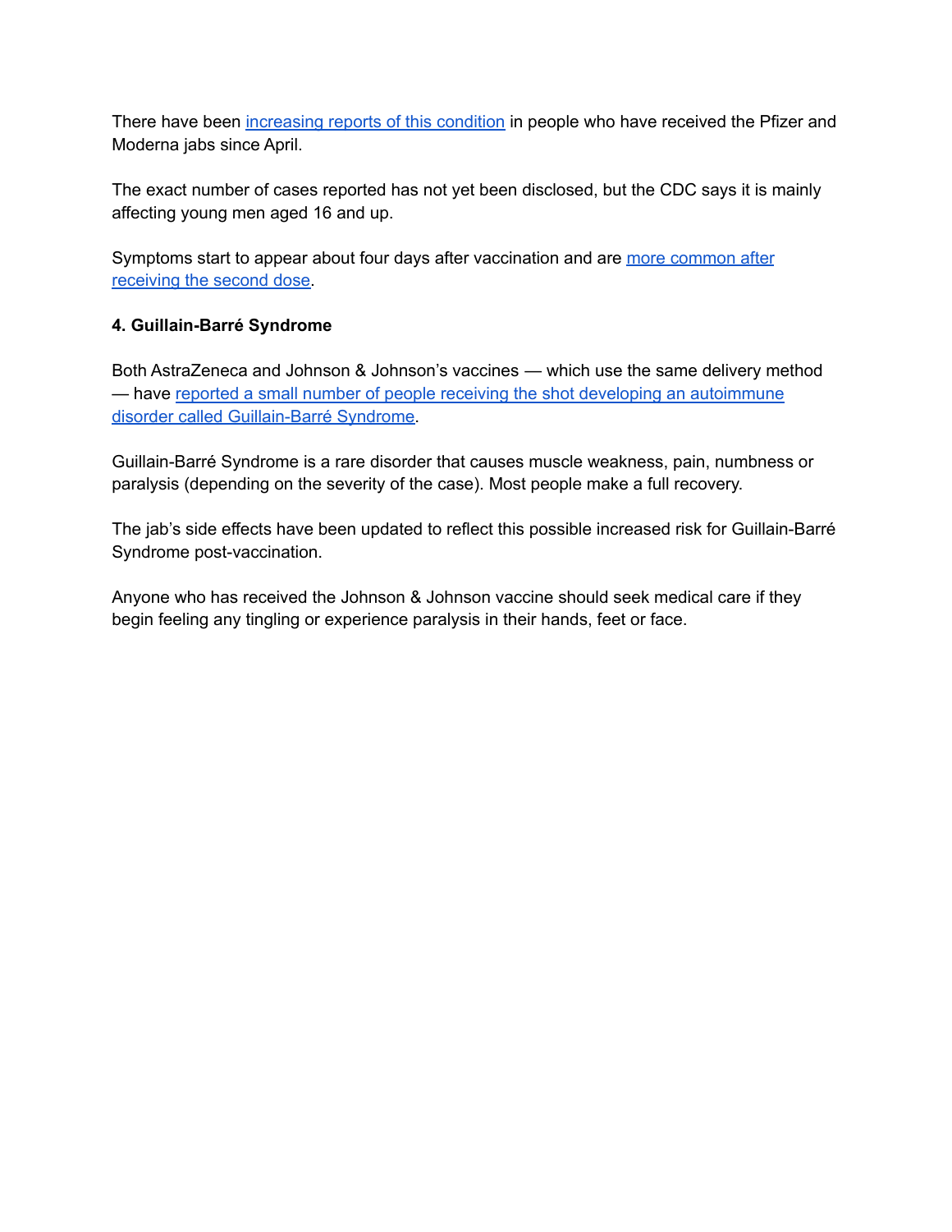There have been increasing reports of this condition in people who have received the Pfizer and Moderna jabs since April.

The exact number of cases reported has not yet been disclosed, but the CDC says it is mainly affecting young men aged 16 and up.

Symptoms start to appear about four days after vaccination and are more common after receiving the second dose.

**4. Guillain-Barré Syndrome**

Both AstraZeneca and Johnson & Johnson's vaccines — which use the same delivery method — have reported a small number of people receiving the shot developing an autoimmune disorder called Guillain-Barré Syndrome.

Guillain-Barré Syndrome is a rare disorder that causes muscle weakness, pain, numbness or paralysis (depending on the severity of the case). Most people make a full recovery.

The jab's side effects have been updated to reflect this possible increased risk for Guillain-Barré Syndrome post-vaccination.

Anyone who has received the Johnson & Johnson vaccine should seek medical care if they begin feeling any tingling or experience paralysis in their hands, feet or face.